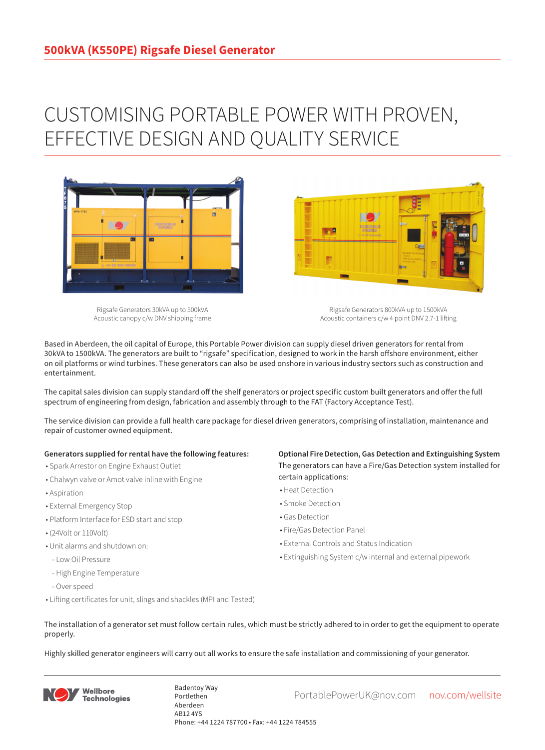# 500kVA (K550PE) Rigsafe Diesel Generator

## CUSTOMISING PORTABLE POWER WITH PROVEN, EFFECTIVE DESIGN AND QUALITY SERVICE

Rigsafe Generators 30kVA up to 500kVA
Acoustic canopy c/w DNV shipping frame

Rigsafe Generators 800kVA up to 1500kVA
Acoustic containers c/w 4 point DNV 2.7-1 lifting

Based in Aberdeen, the oil capital of Europe, this Portable Power division can supply diesel driven generators for rental from 30kVA to 1500kVA. The generators are built to "rigsafe" specification, designed to work in the harsh offshore environment, either on oil platforms or wind turbines. These generators can also be used onshore in various industry sectors such as construction and entertainment.

The capital sales division can supply standard off the shelf generators or project specific custom built generators and offer the full spectrum of engineering from design, fabrication and assembly through to the FAT (Factory Acceptance Test).

The service division can provide a full health care package for diesel driven generators, comprising of installation, maintenance and repair of customer owned equipment.

**Generators supplied for rental have the following features:**

- Spark Arrestor on Engine Exhaust Outlet
- Chalwyn valve or Amot valve inline with Engine
- Aspiration
- External Emergency Stop
- Platform Interface for ESD start and stop
- (24Volt or 110Volt)
- Unit alarms and shutdown on:
  - Low Oil Pressure
  - High Engine Temperature
  - Over speed
- Lifting certificates for unit, slings and shackles (MPI and Tested)

**Optional Fire Detection, Gas Detection and Extinguishing System**

The generators can have a Fire/Gas Detection system installed for certain applications:

- Heat Detection
- Smoke Detection
- Gas Detection
- Fire/Gas Detection Panel
- External Controls and Status Indication
- Extinguishing System c/w internal and external pipework

The installation of a generator set must follow certain rules, which must be strictly adhered to in order to get the equipment to operate properly.

Highly skilled generator engineers will carry out all works to ensure the safe installation and commissioning of your generator.

NOV Wellbore Technologies

Badentoy Way
Portlethen
Aberdeen
AB12 4YS
Phone: +44 1224 787700 • Fax: +44 1224 784555

PortablePowerUK@nov.com    nov.com/wellsite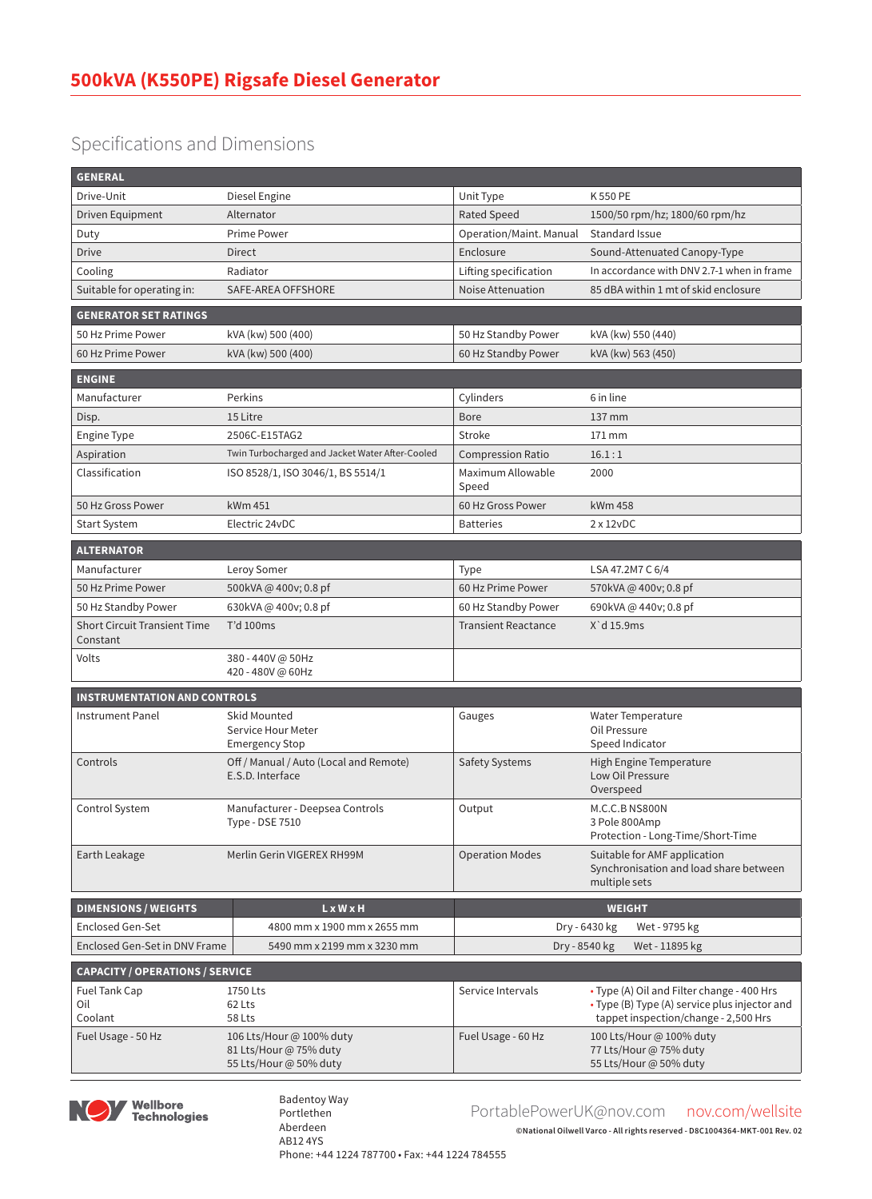# 500kVA (K550PE) Rigsafe Diesel Generator

## Specifications and Dimensions

| GENERAL | | | |
|---|---|---|---|
| Drive-Unit | Diesel Engine | Unit Type | K 550 PE |
| Driven Equipment | Alternator | Rated Speed | 1500/50 rpm/hz; 1800/60 rpm/hz |
| Duty | Prime Power | Operation/Maint. Manual | Standard Issue |
| Drive | Direct | Enclosure | Sound-Attenuated Canopy-Type |
| Cooling | Radiator | Lifting specification | In accordance with DNV 2.7-1 when in frame |
| Suitable for operating in: | SAFE-AREA OFFSHORE | Noise Attenuation | 85 dBA within 1 mt of skid enclosure |

| GENERATOR SET RATINGS | | | |
|---|---|---|---|
| 50 Hz Prime Power | kVA (kw) 500 (400) | 50 Hz Standby Power | kVA (kw) 550 (440) |
| 60 Hz Prime Power | kVA (kw) 500 (400) | 60 Hz Standby Power | kVA (kw) 563 (450) |

| ENGINE | | | |
|---|---|---|---|
| Manufacturer | Perkins | Cylinders | 6 in line |
| Disp. | 15 Litre | Bore | 137 mm |
| Engine Type | 2506C-E15TAG2 | Stroke | 171 mm |
| Aspiration | Twin Turbocharged and Jacket Water After-Cooled | Compression Ratio | 16.1 : 1 |
| Classification | ISO 8528/1, ISO 3046/1, BS 5514/1 | Maximum Allowable Speed | 2000 |
| 50 Hz Gross Power | kWm 451 | 60 Hz Gross Power | kWm 458 |
| Start System | Electric 24vDC | Batteries | 2 x 12vDC |

| ALTERNATOR | | | |
|---|---|---|---|
| Manufacturer | Leroy Somer | Type | LSA 47.2M7 C 6/4 |
| 50 Hz Prime Power | 500kVA @ 400v; 0.8 pf | 60 Hz Prime Power | 570kVA @ 400v; 0.8 pf |
| 50 Hz Standby Power | 630kVA @ 400v; 0.8 pf | 60 Hz Standby Power | 690kVA @ 440v; 0.8 pf |
| Short Circuit Transient Time Constant | T'd 100ms | Transient Reactance | X`d 15.9ms |
| Volts | 380 - 440V @ 50Hz<br>420 - 480V @ 60Hz | | |

| INSTRUMENTATION AND CONTROLS | | | |
|---|---|---|---|
| Instrument Panel | Skid Mounted<br>Service Hour Meter<br>Emergency Stop | Gauges | Water Temperature<br>Oil Pressure<br>Speed Indicator |
| Controls | Off / Manual / Auto (Local and Remote)<br>E.S.D. Interface | Safety Systems | High Engine Temperature<br>Low Oil Pressure<br>Overspeed |
| Control System | Manufacturer - Deepsea Controls<br>Type - DSE 7510 | Output | M.C.C.B NS800N<br>3 Pole 800Amp<br>Protection - Long-Time/Short-Time |
| Earth Leakage | Merlin Gerin VIGEREX RH99M | Operation Modes | Suitable for AMF application<br>Synchronisation and load share between multiple sets |

| DIMENSIONS / WEIGHTS | L x W x H | WEIGHT |
|---|---|---|
| Enclosed Gen-Set | 4800 mm x 1900 mm x 2655 mm | Dry - 6430 kg  Wet - 9795 kg |
| Enclosed Gen-Set in DNV Frame | 5490 mm x 2199 mm x 3230 mm | Dry - 8540 kg  Wet - 11895 kg |

| CAPACITY / OPERATIONS / SERVICE | | | |
|---|---|---|---|
| Fuel Tank Cap<br>Oil<br>Coolant | 1750 Lts<br>62 Lts<br>58 Lts | Service Intervals | • Type (A) Oil and Filter change - 400 Hrs<br>• Type (B) Type (A) service plus injector and tappet inspection/change - 2,500 Hrs |
| Fuel Usage - 50 Hz | 106 Lts/Hour @ 100% duty<br>81 Lts/Hour @ 75% duty<br>55 Lts/Hour @ 50% duty | Fuel Usage - 60 Hz | 100 Lts/Hour @ 100% duty<br>77 Lts/Hour @ 75% duty<br>55 Lts/Hour @ 50% duty |

NOV Wellbore Technologies

Badentoy Way
Portlethen
Aberdeen
AB12 4YS
Phone: +44 1224 787700 • Fax: +44 1224 784555

PortablePowerUK@nov.com    nov.com/wellsite

©National Oilwell Varco - All rights reserved - D8C1004364-MKT-001 Rev. 02